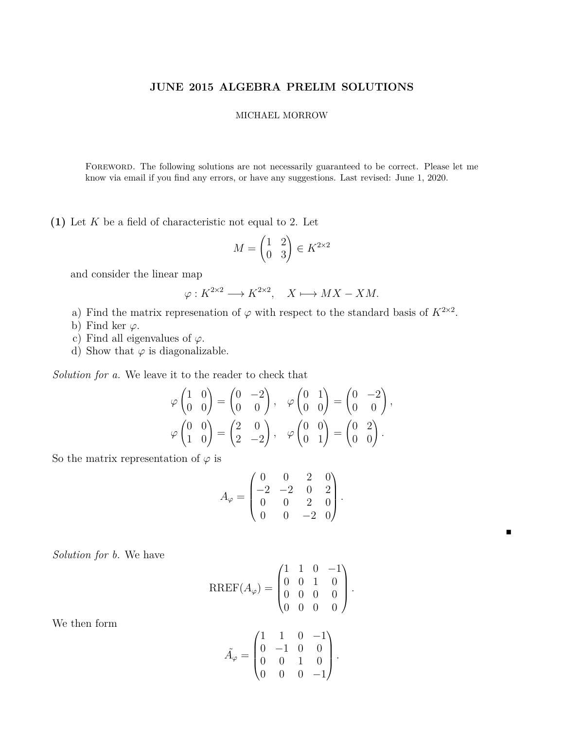# JUNE 2015 ALGEBRA PRELIM SOLUTIONS

MICHAEL MORROW

Foreword. The following solutions are not necessarily guaranteed to be correct. Please let me know via email if you find any errors, or have any suggestions. Last revised: June 1, 2020.

**(1)** Let $K$ be a field of characteristic not equal to 2. Let

$$M = \begin{pmatrix} 1 & 2 \\ 0 & 3 \end{pmatrix} \in K^{2\times 2}$$

and consider the linear map

$$\varphi : K^{2\times 2} \longrightarrow K^{2\times 2}, \quad X \longmapsto MX - XM.$$

a) Find the matrix represenation of $\varphi$ with respect to the standard basis of $K^{2\times 2}$.
b) Find ker $\varphi$.
c) Find all eigenvalues of $\varphi$.
d) Show that $\varphi$ is diagonalizable.

*Solution for a.* We leave it to the reader to check that

$$\varphi \begin{pmatrix} 1 & 0 \\ 0 & 0 \end{pmatrix} = \begin{pmatrix} 0 & -2 \\ 0 & 0 \end{pmatrix}, \quad \varphi \begin{pmatrix} 0 & 1 \\ 0 & 0 \end{pmatrix} = \begin{pmatrix} 0 & -2 \\ 0 & 0 \end{pmatrix},$$

$$\varphi \begin{pmatrix} 0 & 0 \\ 1 & 0 \end{pmatrix} = \begin{pmatrix} 2 & 0 \\ 2 & -2 \end{pmatrix}, \quad \varphi \begin{pmatrix} 0 & 0 \\ 0 & 1 \end{pmatrix} = \begin{pmatrix} 0 & 2 \\ 0 & 0 \end{pmatrix}.$$

So the matrix representation of $\varphi$ is

$$A_\varphi = \begin{pmatrix} 0 & 0 & 2 & 0 \\ -2 & -2 & 0 & 2 \\ 0 & 0 & 2 & 0 \\ 0 & 0 & -2 & 0 \end{pmatrix}.$$

■

*Solution for b.* We have

$$\text{RREF}(A_\varphi) = \begin{pmatrix} 1 & 1 & 0 & -1 \\ 0 & 0 & 1 & 0 \\ 0 & 0 & 0 & 0 \\ 0 & 0 & 0 & 0 \end{pmatrix}.$$

We then form

$$\tilde{A_\varphi} = \begin{pmatrix} 1 & 1 & 0 & -1 \\ 0 & -1 & 0 & 0 \\ 0 & 0 & 1 & 0 \\ 0 & 0 & 0 & -1 \end{pmatrix}.$$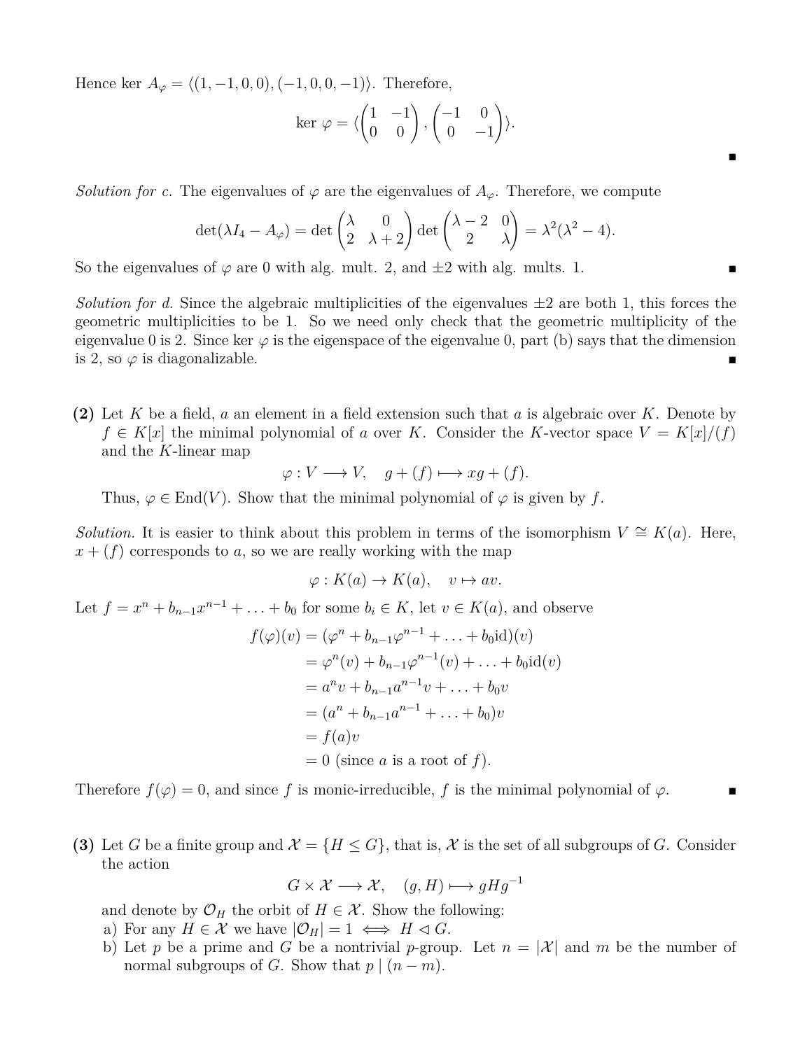Hence $\ker A_\varphi = \langle (1, -1, 0, 0), (-1, 0, 0, -1) \rangle$. Therefore,

$$\ker \varphi = \langle \begin{pmatrix} 1 & -1 \\ 0 & 0 \end{pmatrix}, \begin{pmatrix} -1 & 0 \\ 0 & -1 \end{pmatrix} \rangle.$$

■

*Solution for c.* The eigenvalues of $\varphi$ are the eigenvalues of $A_\varphi$. Therefore, we compute

$$\det(\lambda I_4 - A_\varphi) = \det \begin{pmatrix} \lambda & 0 \\ 2 & \lambda + 2 \end{pmatrix} \det \begin{pmatrix} \lambda - 2 & 0 \\ 2 & \lambda \end{pmatrix} = \lambda^2(\lambda^2 - 4).$$

So the eigenvalues of $\varphi$ are 0 with alg. mult. 2, and $\pm 2$ with alg. mults. 1. ■

*Solution for d.* Since the algebraic multiplicities of the eigenvalues $\pm 2$ are both 1, this forces the geometric multiplicities to be 1. So we need only check that the geometric multiplicity of the eigenvalue 0 is 2. Since $\ker \varphi$ is the eigenspace of the eigenvalue 0, part (b) says that the dimension is 2, so $\varphi$ is diagonalizable. ■

**(2)** Let $K$ be a field, $a$ an element in a field extension such that $a$ is algebraic over $K$. Denote by $f \in K[x]$ the minimal polynomial of $a$ over $K$. Consider the $K$-vector space $V = K[x]/(f)$ and the $K$-linear map

$$\varphi : V \longrightarrow V, \quad g + (f) \longmapsto xg + (f).$$

Thus, $\varphi \in \text{End}(V)$. Show that the minimal polynomial of $\varphi$ is given by $f$.

*Solution.* It is easier to think about this problem in terms of the isomorphism $V \cong K(a)$. Here, $x + (f)$ corresponds to $a$, so we are really working with the map

$$\varphi : K(a) \to K(a), \quad v \mapsto av.$$

Let $f = x^n + b_{n-1}x^{n-1} + \ldots + b_0$ for some $b_i \in K$, let $v \in K(a)$, and observe

$$\begin{aligned} f(\varphi)(v) &= (\varphi^n + b_{n-1}\varphi^{n-1} + \ldots + b_0 \text{id})(v) \\ &= \varphi^n(v) + b_{n-1}\varphi^{n-1}(v) + \ldots + b_0 \text{id}(v) \\ &= a^n v + b_{n-1}a^{n-1}v + \ldots + b_0 v \\ &= (a^n + b_{n-1}a^{n-1} + \ldots + b_0)v \\ &= f(a)v \\ &= 0 \text{ (since } a \text{ is a root of } f). \end{aligned}$$

Therefore $f(\varphi) = 0$, and since $f$ is monic-irreducible, $f$ is the minimal polynomial of $\varphi$. ■

**(3)** Let $G$ be a finite group and $\mathcal{X} = \{H \leq G\}$, that is, $\mathcal{X}$ is the set of all subgroups of $G$. Consider the action

$$G \times \mathcal{X} \longrightarrow \mathcal{X}, \quad (g, H) \longmapsto gHg^{-1}$$

and denote by $\mathcal{O}_H$ the orbit of $H \in \mathcal{X}$. Show the following:

a) For any $H \in \mathcal{X}$ we have $|\mathcal{O}_H| = 1 \iff H \lhd G$.

b) Let $p$ be a prime and $G$ be a nontrivial $p$-group. Let $n = |\mathcal{X}|$ and $m$ be the number of normal subgroups of $G$. Show that $p \mid (n - m)$.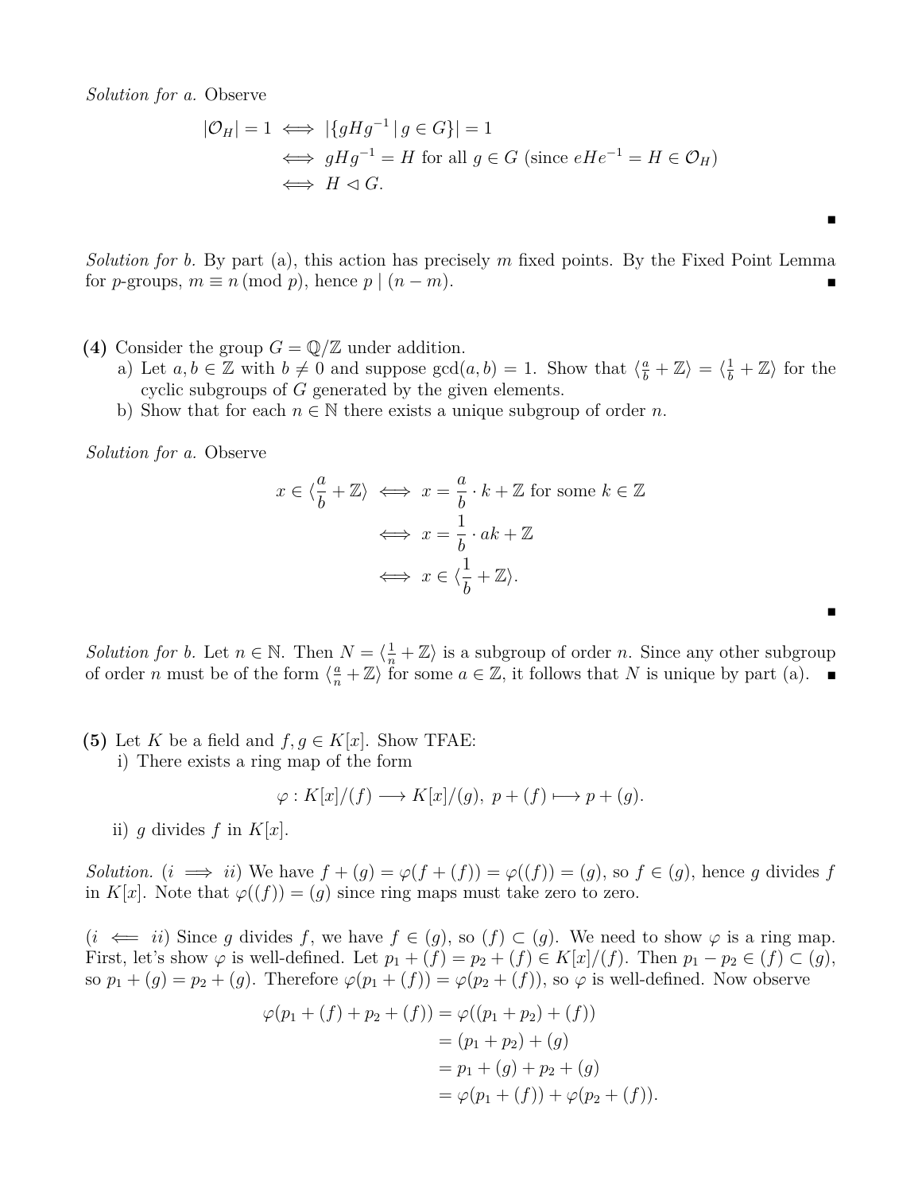*Solution for a.* Observe

$$\begin{aligned}
|\mathcal{O}_H| = 1 &\iff |\{gHg^{-1} \,|\, g \in G\}| = 1 \\
&\iff gHg^{-1} = H \text{ for all } g \in G \text{ (since } eHe^{-1} = H \in \mathcal{O}_H) \\
&\iff H \lhd G.
\end{aligned}$$

■

*Solution for b.* By part (a), this action has precisely $m$ fixed points. By the Fixed Point Lemma for $p$-groups, $m \equiv n \,(\text{mod } p)$, hence $p \mid (n - m)$. ■

**(4)** Consider the group $G = \mathbb{Q}/\mathbb{Z}$ under addition.

a) Let $a, b \in \mathbb{Z}$ with $b \neq 0$ and suppose $\gcd(a, b) = 1$. Show that $\langle \frac{a}{b} + \mathbb{Z} \rangle = \langle \frac{1}{b} + \mathbb{Z} \rangle$ for the cyclic subgroups of $G$ generated by the given elements.

b) Show that for each $n \in \mathbb{N}$ there exists a unique subgroup of order $n$.

*Solution for a.* Observe

$$\begin{aligned}
x \in \langle \frac{a}{b} + \mathbb{Z} \rangle &\iff x = \frac{a}{b} \cdot k + \mathbb{Z} \text{ for some } k \in \mathbb{Z} \\
&\iff x = \frac{1}{b} \cdot ak + \mathbb{Z} \\
&\iff x \in \langle \frac{1}{b} + \mathbb{Z} \rangle.
\end{aligned}$$

■

*Solution for b.* Let $n \in \mathbb{N}$. Then $N = \langle \frac{1}{n} + \mathbb{Z} \rangle$ is a subgroup of order $n$. Since any other subgroup of order $n$ must be of the form $\langle \frac{a}{n} + \mathbb{Z} \rangle$ for some $a \in \mathbb{Z}$, it follows that $N$ is unique by part (a). ■

**(5)** Let $K$ be a field and $f, g \in K[x]$. Show TFAE:

i) There exists a ring map of the form

$$\varphi : K[x]/(f) \longrightarrow K[x]/(g), \; p + (f) \longmapsto p + (g).$$

ii) $g$ divides $f$ in $K[x]$.

*Solution.* ($i \implies ii$) We have $f + (g) = \varphi(f + (f)) = \varphi((f)) = (g)$, so $f \in (g)$, hence $g$ divides $f$ in $K[x]$. Note that $\varphi((f)) = (g)$ since ring maps must take zero to zero.

($i \impliedby ii$) Since $g$ divides $f$, we have $f \in (g)$, so $(f) \subset (g)$. We need to show $\varphi$ is a ring map. First, let's show $\varphi$ is well-defined. Let $p_1 + (f) = p_2 + (f) \in K[x]/(f)$. Then $p_1 - p_2 \in (f) \subset (g)$, so $p_1 + (g) = p_2 + (g)$. Therefore $\varphi(p_1 + (f)) = \varphi(p_2 + (f))$, so $\varphi$ is well-defined. Now observe

$$\begin{aligned}
\varphi(p_1 + (f) + p_2 + (f)) &= \varphi((p_1 + p_2) + (f)) \\
&= (p_1 + p_2) + (g) \\
&= p_1 + (g) + p_2 + (g) \\
&= \varphi(p_1 + (f)) + \varphi(p_2 + (f)).
\end{aligned}$$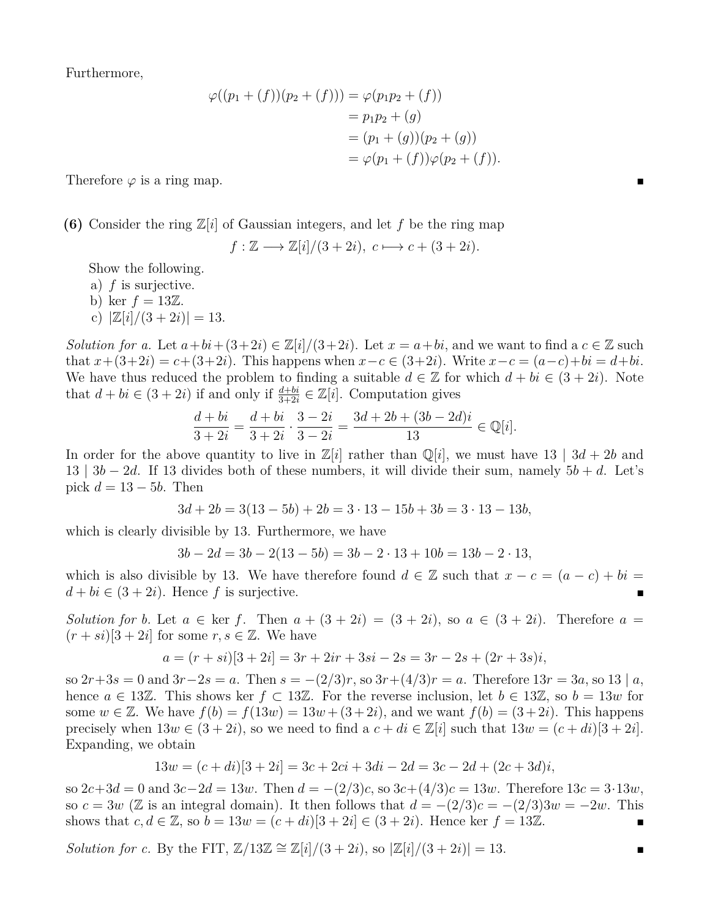Furthermore,

$$\begin{aligned}
\varphi((p_1 + (f))(p_2 + (f))) &= \varphi(p_1 p_2 + (f)) \\
&= p_1 p_2 + (g) \\
&= (p_1 + (g))(p_2 + (g)) \\
&= \varphi(p_1 + (f))\varphi(p_2 + (f)).
\end{aligned}$$

Therefore $\varphi$ is a ring map. ∎

**(6)** Consider the ring $\mathbb{Z}[i]$ of Gaussian integers, and let $f$ be the ring map

$$f : \mathbb{Z} \longrightarrow \mathbb{Z}[i]/(3+2i), \; c \longmapsto c + (3+2i).$$

Show the following.

a) $f$ is surjective.
b) $\ker f = 13\mathbb{Z}$.
c) $|\mathbb{Z}[i]/(3+2i)| = 13$.

*Solution for a.* Let $a+bi+(3+2i) \in \mathbb{Z}[i]/(3+2i)$. Let $x = a+bi$, and we want to find a $c \in \mathbb{Z}$ such that $x+(3+2i) = c+(3+2i)$. This happens when $x-c \in (3+2i)$. Write $x-c = (a-c)+bi = d+bi$. We have thus reduced the problem to finding a suitable $d \in \mathbb{Z}$ for which $d+bi \in (3+2i)$. Note that $d+bi \in (3+2i)$ if and only if $\frac{d+bi}{3+2i} \in \mathbb{Z}[i]$. Computation gives

$$\frac{d+bi}{3+2i} = \frac{d+bi}{3+2i} \cdot \frac{3-2i}{3-2i} = \frac{3d+2b+(3b-2d)i}{13} \in \mathbb{Q}[i].$$

In order for the above quantity to live in $\mathbb{Z}[i]$ rather than $\mathbb{Q}[i]$, we must have $13 \mid 3d+2b$ and $13 \mid 3b-2d$. If 13 divides both of these numbers, it will divide their sum, namely $5b+d$. Let's pick $d = 13-5b$. Then

$$3d+2b = 3(13-5b)+2b = 3 \cdot 13 - 15b + 3b = 3 \cdot 13 - 13b,$$

which is clearly divisible by 13. Furthermore, we have

$$3b-2d = 3b - 2(13-5b) = 3b - 2 \cdot 13 + 10b = 13b - 2 \cdot 13,$$

which is also divisible by 13. We have therefore found $d \in \mathbb{Z}$ such that $x-c = (a-c)+bi = d+bi \in (3+2i)$. Hence $f$ is surjective. ∎

*Solution for b.* Let $a \in \ker f$. Then $a+(3+2i) = (3+2i)$, so $a \in (3+2i)$. Therefore $a = (r+si)[3+2i]$ for some $r, s \in \mathbb{Z}$. We have

$$a = (r+si)[3+2i] = 3r + 2ir + 3si - 2s = 3r - 2s + (2r+3s)i,$$

so $2r+3s = 0$ and $3r-2s = a$. Then $s = -(2/3)r$, so $3r+(4/3)r = a$. Therefore $13r = 3a$, so $13 \mid a$, hence $a \in 13\mathbb{Z}$. This shows $\ker f \subset 13\mathbb{Z}$. For the reverse inclusion, let $b \in 13\mathbb{Z}$, so $b = 13w$ for some $w \in \mathbb{Z}$. We have $f(b) = f(13w) = 13w+(3+2i)$, and we want $f(b) = (3+2i)$. This happens precisely when $13w \in (3+2i)$, so we need to find a $c+di \in \mathbb{Z}[i]$ such that $13w = (c+di)[3+2i]$. Expanding, we obtain

$$13w = (c+di)[3+2i] = 3c + 2ci + 3di - 2d = 3c - 2d + (2c+3d)i,$$

so $2c+3d = 0$ and $3c-2d = 13w$. Then $d = -(2/3)c$, so $3c+(4/3)c = 13w$. Therefore $13c = 3 \cdot 13w$, so $c = 3w$ ($\mathbb{Z}$ is an integral domain). It then follows that $d = -(2/3)c = -(2/3)3w = -2w$. This shows that $c, d \in \mathbb{Z}$, so $b = 13w = (c+di)[3+2i] \in (3+2i)$. Hence $\ker f = 13\mathbb{Z}$. ∎

*Solution for c.* By the FIT, $\mathbb{Z}/13\mathbb{Z} \cong \mathbb{Z}[i]/(3+2i)$, so $|\mathbb{Z}[i]/(3+2i)| = 13$. ∎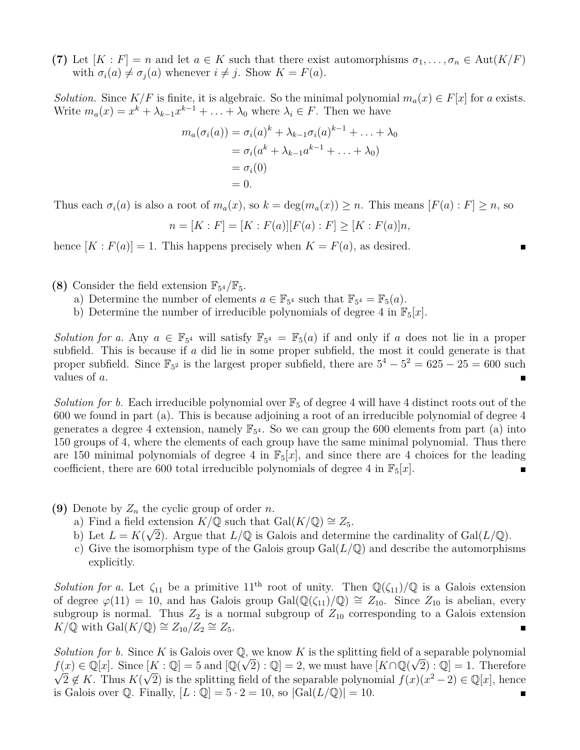**(7)** Let $[K : F] = n$ and let $a \in K$ such that there exist automorphisms $\sigma_1, \ldots, \sigma_n \in \mathrm{Aut}(K/F)$ with $\sigma_i(a) \neq \sigma_j(a)$ whenever $i \neq j$. Show $K = F(a)$.

*Solution.* Since $K/F$ is finite, it is algebraic. So the minimal polynomial $m_a(x) \in F[x]$ for $a$ exists. Write $m_a(x) = x^k + \lambda_{k-1}x^{k-1} + \ldots + \lambda_0$ where $\lambda_i \in F$. Then we have

$$\begin{aligned} m_a(\sigma_i(a)) &= \sigma_i(a)^k + \lambda_{k-1}\sigma_i(a)^{k-1} + \ldots + \lambda_0 \\ &= \sigma_i(a^k + \lambda_{k-1}a^{k-1} + \ldots + \lambda_0) \\ &= \sigma_i(0) \\ &= 0. \end{aligned}$$

Thus each $\sigma_i(a)$ is also a root of $m_a(x)$, so $k = \deg(m_a(x)) \geq n$. This means $[F(a) : F] \geq n$, so

$$n = [K : F] = [K : F(a)][F(a) : F] \geq [K : F(a)]n,$$

hence $[K : F(a)] = 1$. This happens precisely when $K = F(a)$, as desired. ∎

**(8)** Consider the field extension $\mathbb{F}_{5^4}/\mathbb{F}_5$.

a) Determine the number of elements $a \in \mathbb{F}_{5^4}$ such that $\mathbb{F}_{5^4} = \mathbb{F}_5(a)$.

b) Determine the number of irreducible polynomials of degree 4 in $\mathbb{F}_5[x]$.

*Solution for a.* Any $a \in \mathbb{F}_{5^4}$ will satisfy $\mathbb{F}_{5^4} = \mathbb{F}_5(a)$ if and only if $a$ does not lie in a proper subfield. This is because if $a$ did lie in some proper subfield, the most it could generate is that proper subfield. Since $\mathbb{F}_{5^2}$ is the largest proper subfield, there are $5^4 - 5^2 = 625 - 25 = 600$ such values of $a$. ∎

*Solution for b.* Each irreducible polynomial over $\mathbb{F}_5$ of degree 4 will have 4 distinct roots out of the 600 we found in part (a). This is because adjoining a root of an irreducible polynomial of degree 4 generates a degree 4 extension, namely $\mathbb{F}_{5^4}$. So we can group the 600 elements from part (a) into 150 groups of 4, where the elements of each group have the same minimal polynomial. Thus there are 150 minimal polynomials of degree 4 in $\mathbb{F}_5[x]$, and since there are 4 choices for the leading coefficient, there are 600 total irreducible polynomials of degree 4 in $\mathbb{F}_5[x]$. ∎

**(9)** Denote by $Z_n$ the cyclic group of order $n$.

a) Find a field extension $K/\mathbb{Q}$ such that $\mathrm{Gal}(K/\mathbb{Q}) \cong Z_5$.

b) Let $L = K(\sqrt{2})$. Argue that $L/\mathbb{Q}$ is Galois and determine the cardinality of $\mathrm{Gal}(L/\mathbb{Q})$.

c) Give the isomorphism type of the Galois group $\mathrm{Gal}(L/\mathbb{Q})$ and describe the automorphisms explicitly.

*Solution for a.* Let $\zeta_{11}$ be a primitive $11^{\text{th}}$ root of unity. Then $\mathbb{Q}(\zeta_{11})/\mathbb{Q}$ is a Galois extension of degree $\varphi(11) = 10$, and has Galois group $\mathrm{Gal}(\mathbb{Q}(\zeta_{11})/\mathbb{Q}) \cong Z_{10}$. Since $Z_{10}$ is abelian, every subgroup is normal. Thus $Z_2$ is a normal subgroup of $Z_{10}$ corresponding to a Galois extension $K/\mathbb{Q}$ with $\mathrm{Gal}(K/\mathbb{Q}) \cong Z_{10}/Z_2 \cong Z_5$. ∎

*Solution for b.* Since $K$ is Galois over $\mathbb{Q}$, we know $K$ is the splitting field of a separable polynomial $f(x) \in \mathbb{Q}[x]$. Since $[K : \mathbb{Q}] = 5$ and $[\mathbb{Q}(\sqrt{2}) : \mathbb{Q}] = 2$, we must have $[K \cap \mathbb{Q}(\sqrt{2}) : \mathbb{Q}] = 1$. Therefore $\sqrt{2} \notin K$. Thus $K(\sqrt{2})$ is the splitting field of the separable polynomial $f(x)(x^2 - 2) \in \mathbb{Q}[x]$, hence is Galois over $\mathbb{Q}$. Finally, $[L : \mathbb{Q}] = 5 \cdot 2 = 10$, so $|\mathrm{Gal}(L/\mathbb{Q})| = 10$. ∎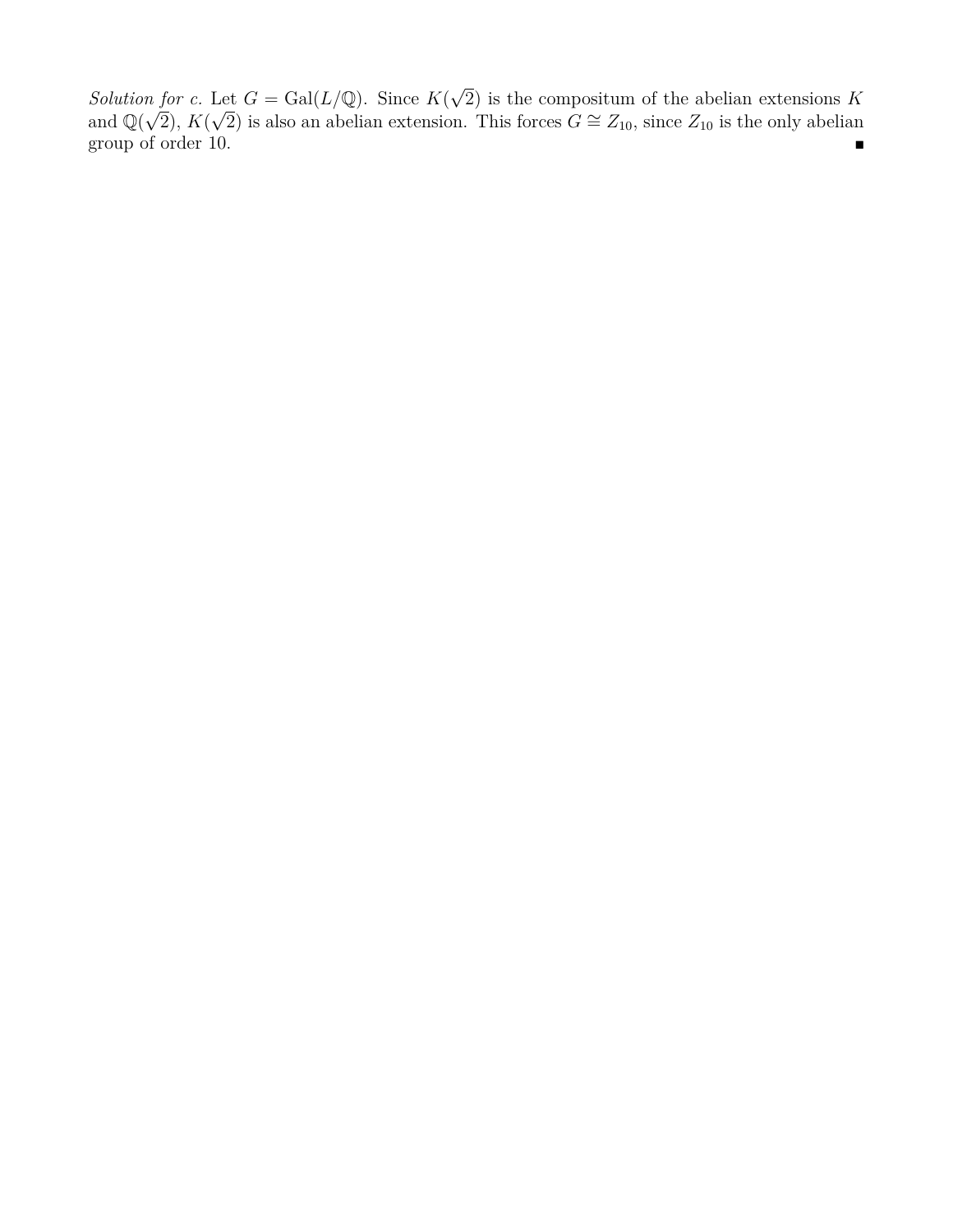*Solution for c.* Let $G = \text{Gal}(L/\mathbb{Q})$. Since $K(\sqrt{2})$ is the compositum of the abelian extensions $K$ and $\mathbb{Q}(\sqrt{2})$, $K(\sqrt{2})$ is also an abelian extension. This forces $G \cong Z_{10}$, since $Z_{10}$ is the only abelian group of order 10. ∎